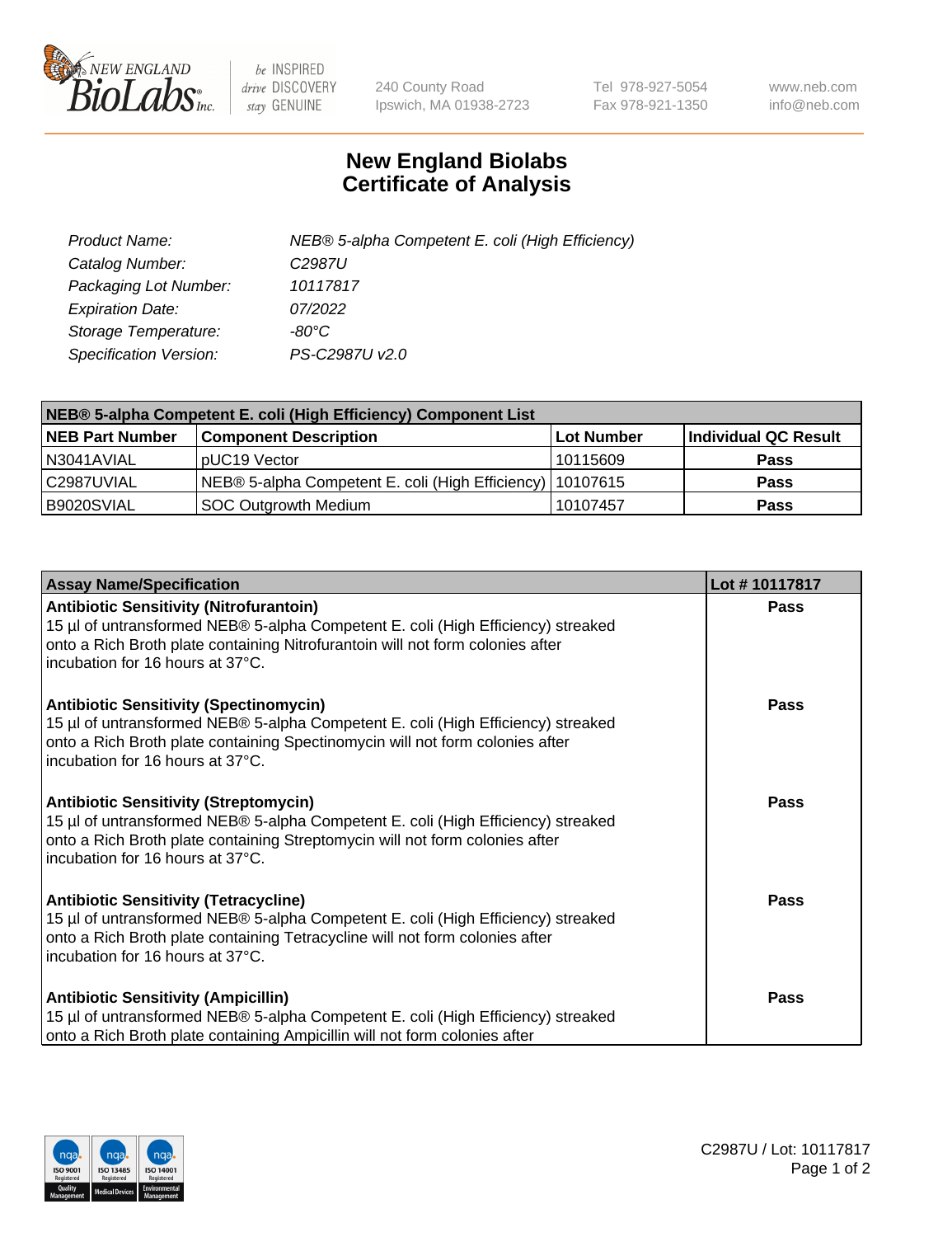# New England Biolabs Certificate of Analysis

| | |
|---|---|
| *Product Name:* | *NEB® 5-alpha Competent E. coli (High Efficiency)* |
| *Catalog Number:* | *C2987U* |
| *Packaging Lot Number:* | *10117817* |
| *Expiration Date:* | *07/2022* |
| *Storage Temperature:* | *-80°C* |
| *Specification Version:* | *PS-C2987U v2.0* |

| NEB® 5-alpha Competent E. coli (High Efficiency) Component List | | | |
|---|---|---|---|
| **NEB Part Number** | **Component Description** | **Lot Number** | **Individual QC Result** |
| N3041AVIAL | pUC19 Vector | 10115609 | **Pass** |
| C2987UVIAL | NEB® 5-alpha Competent E. coli (High Efficiency) | 10107615 | **Pass** |
| B9020SVIAL | SOC Outgrowth Medium | 10107457 | **Pass** |

| Assay Name/Specification | Lot # 10117817 |
|---|---|
| **Antibiotic Sensitivity (Nitrofurantoin)**<br>15 µl of untransformed NEB® 5-alpha Competent E. coli (High Efficiency) streaked onto a Rich Broth plate containing Nitrofurantoin will not form colonies after incubation for 16 hours at 37°C. | **Pass** |
| **Antibiotic Sensitivity (Spectinomycin)**<br>15 µl of untransformed NEB® 5-alpha Competent E. coli (High Efficiency) streaked onto a Rich Broth plate containing Spectinomycin will not form colonies after incubation for 16 hours at 37°C. | **Pass** |
| **Antibiotic Sensitivity (Streptomycin)**<br>15 µl of untransformed NEB® 5-alpha Competent E. coli (High Efficiency) streaked onto a Rich Broth plate containing Streptomycin will not form colonies after incubation for 16 hours at 37°C. | **Pass** |
| **Antibiotic Sensitivity (Tetracycline)**<br>15 µl of untransformed NEB® 5-alpha Competent E. coli (High Efficiency) streaked onto a Rich Broth plate containing Tetracycline will not form colonies after incubation for 16 hours at 37°C. | **Pass** |
| **Antibiotic Sensitivity (Ampicillin)**<br>15 µl of untransformed NEB® 5-alpha Competent E. coli (High Efficiency) streaked onto a Rich Broth plate containing Ampicillin will not form colonies after | **Pass** |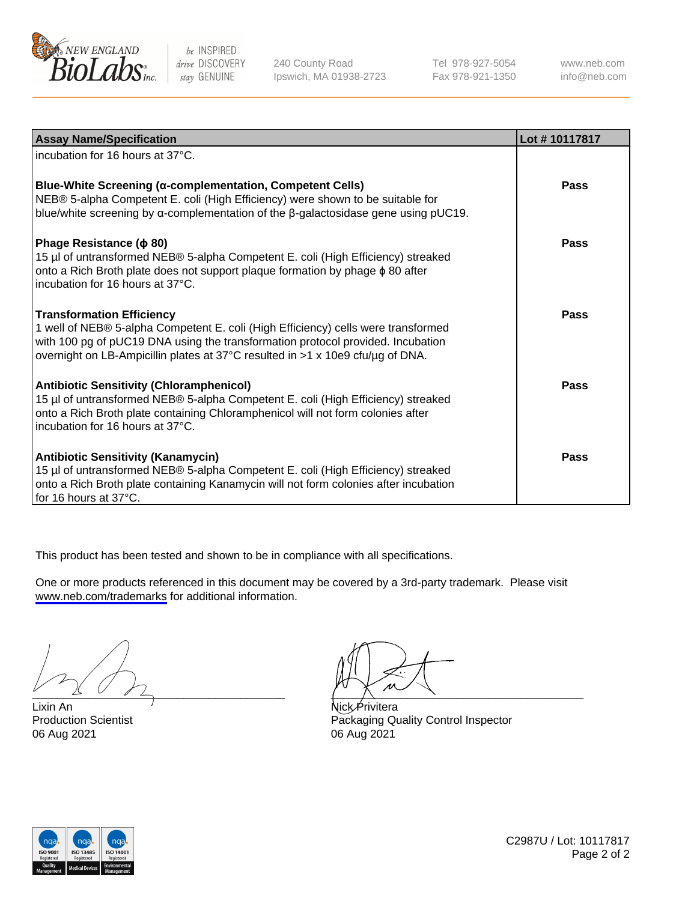| Assay Name/Specification | Lot # 10117817 |
| --- | --- |
| incubation for 16 hours at 37°C. | |
| **Blue-White Screening (α-complementation, Competent Cells)**<br>NEB® 5-alpha Competent E. coli (High Efficiency) were shown to be suitable for blue/white screening by α-complementation of the β-galactosidase gene using pUC19. | **Pass** |
| **Phage Resistance (ϕ 80)**<br>15 µl of untransformed NEB® 5-alpha Competent E. coli (High Efficiency) streaked onto a Rich Broth plate does not support plaque formation by phage ϕ 80 after incubation for 16 hours at 37°C. | **Pass** |
| **Transformation Efficiency**<br>1 well of NEB® 5-alpha Competent E. coli (High Efficiency) cells were transformed with 100 pg of pUC19 DNA using the transformation protocol provided. Incubation overnight on LB-Ampicillin plates at 37°C resulted in >1 x 10e9 cfu/µg of DNA. | **Pass** |
| **Antibiotic Sensitivity (Chloramphenicol)**<br>15 µl of untransformed NEB® 5-alpha Competent E. coli (High Efficiency) streaked onto a Rich Broth plate containing Chloramphenicol will not form colonies after incubation for 16 hours at 37°C. | **Pass** |
| **Antibiotic Sensitivity (Kanamycin)**<br>15 µl of untransformed NEB® 5-alpha Competent E. coli (High Efficiency) streaked onto a Rich Broth plate containing Kanamycin will not form colonies after incubation for 16 hours at 37°C. | **Pass** |

This product has been tested and shown to be in compliance with all specifications.

One or more products referenced in this document may be covered by a 3rd-party trademark. Please visit www.neb.com/trademarks for additional information.

Lixin An
Production Scientist
06 Aug 2021

Nick Privitera
Packaging Quality Control Inspector
06 Aug 2021

C2987U / Lot: 10117817